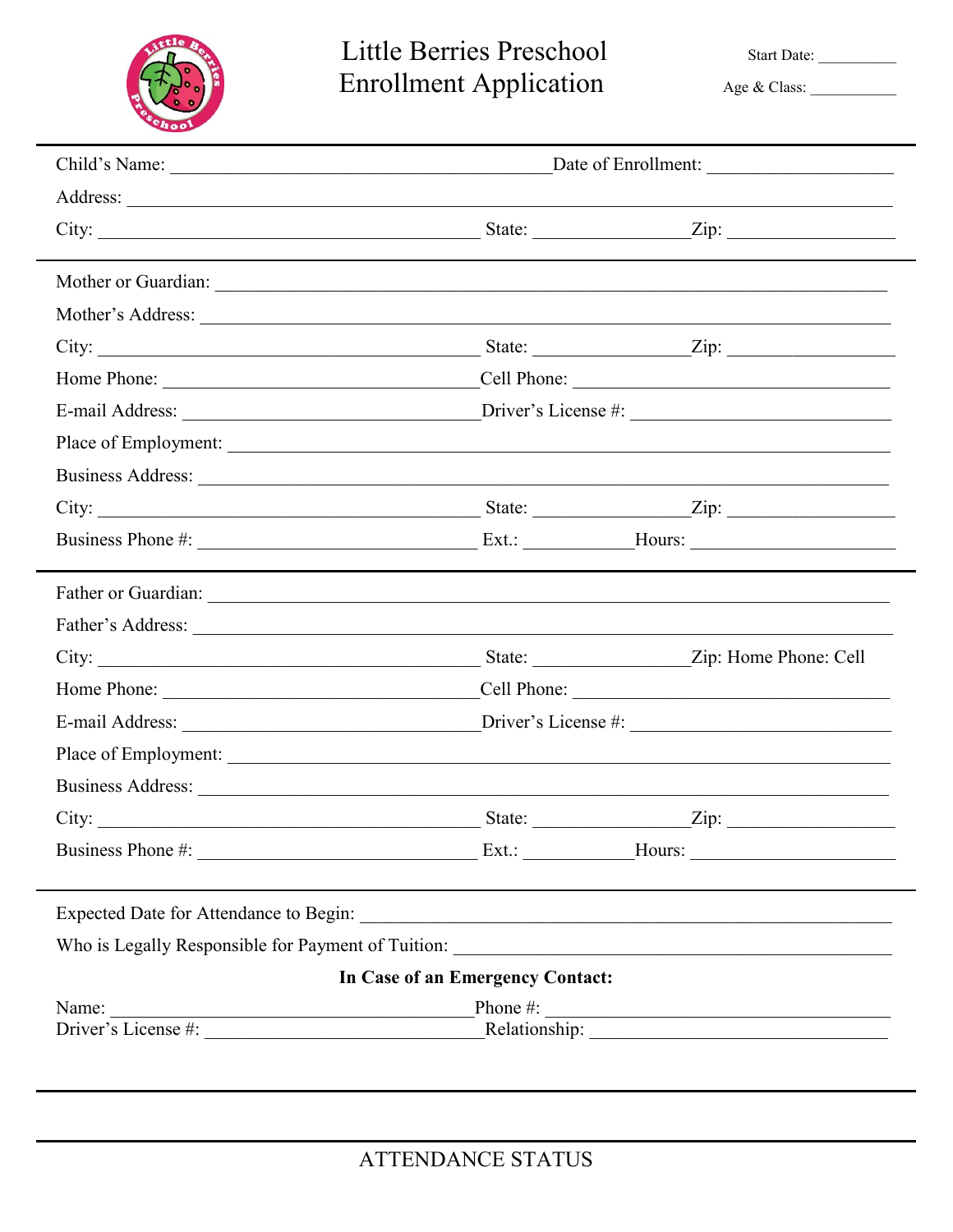# Little Berries Preschool
# Enrollment Application

Start Date: __________

Age & Class: ___________

---

Child's Name: __________________________________________ Date of Enrollment: ____________________

Address: ______________________________________________________________________________

City: __________________________________________ State: ________________ Zip: __________________

---

Mother or Guardian: ______________________________________________________________________

Mother's Address: _______________________________________________________________________

City: __________________________________________ State: ________________ Zip: __________________

Home Phone: ___________________________________ Cell Phone: __________________________________

E-mail Address: _________________________________ Driver's License #: ____________________________

Place of Employment: _____________________________________________________________________

Business Address: ________________________________________________________________________

City: __________________________________________ State: ________________ Zip: __________________

Business Phone #: _______________________________ Ext.: ____________ Hours: ______________________

---

Father or Guardian: _______________________________________________________________________

Father's Address: _________________________________________________________________________

City: __________________________________________ State: ________________ Zip: Home Phone: Cell

Home Phone: ___________________________________ Cell Phone: __________________________________

E-mail Address: _________________________________ Driver's License #: ____________________________

Place of Employment: _____________________________________________________________________

Business Address: ________________________________________________________________________

City: __________________________________________ State: ________________ Zip: __________________

Business Phone #: _______________________________ Ext.: ____________ Hours: ______________________

---

Expected Date for Attendance to Begin: ______________________________________________________

Who is Legally Responsible for Payment of Tuition: ______________________________________________

**In Case of an Emergency Contact:**

Name: _________________________________________ Phone #: ______________________________________

Driver's License #: _______________________________ Relationship: __________________________________

---

---

ATTENDANCE STATUS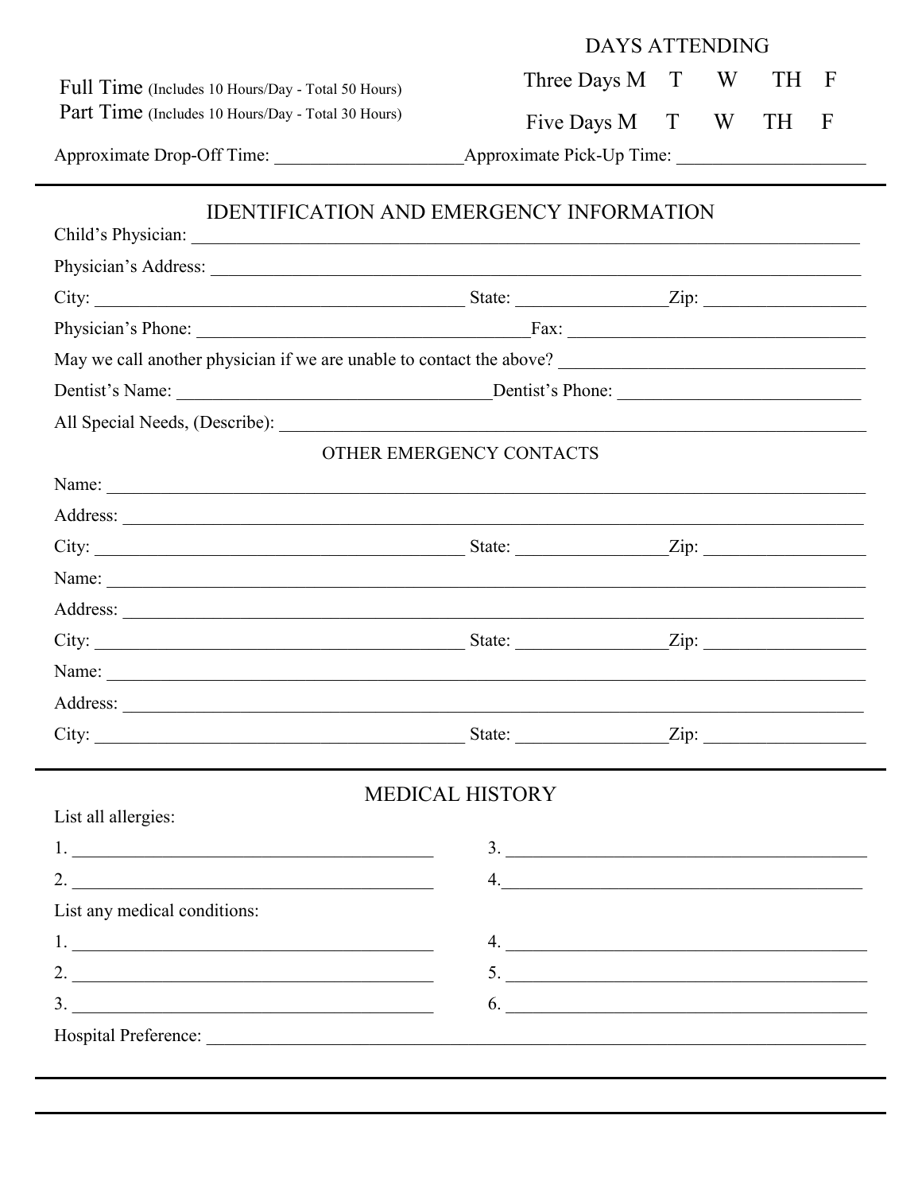| | DAYS ATTENDING |
| --- | --- |
| Full Time (Includes 10 Hours/Day - Total 50 Hours) | Three Days M T W TH F |
| Part Time (Includes 10 Hours/Day - Total 30 Hours) | Five Days M T W TH F |

Approximate Drop-Off Time: ____________________ Approximate Pick-Up Time: ____________________

---

## IDENTIFICATION AND EMERGENCY INFORMATION

Child's Physician: ______________________________________________________________

Physician's Address: ______________________________________________________________

City: ________________________________ State: ______________ Zip: ______________

Physician's Phone: ______________________________ Fax: ______________________________

May we call another physician if we are unable to contact the above? ______________________________

Dentist's Name: ______________________________ Dentist's Phone: ______________________________

All Special Needs, (Describe): ______________________________________________________________

### OTHER EMERGENCY CONTACTS

Name: ______________________________________________________________

Address: ______________________________________________________________

City: ________________________________ State: ______________ Zip: ______________

Name: ______________________________________________________________

Address: ______________________________________________________________

City: ________________________________ State: ______________ Zip: ______________

Name: ______________________________________________________________

Address: ______________________________________________________________

City: ________________________________ State: ______________ Zip: ______________

---

## MEDICAL HISTORY

List all allergies:

1. ______________________________ 3. ______________________________

2. ______________________________ 4. ______________________________

List any medical conditions:

1. ______________________________ 4. ______________________________

2. ______________________________ 5. ______________________________

3. ______________________________ 6. ______________________________

Hospital Preference: ______________________________________________________________

---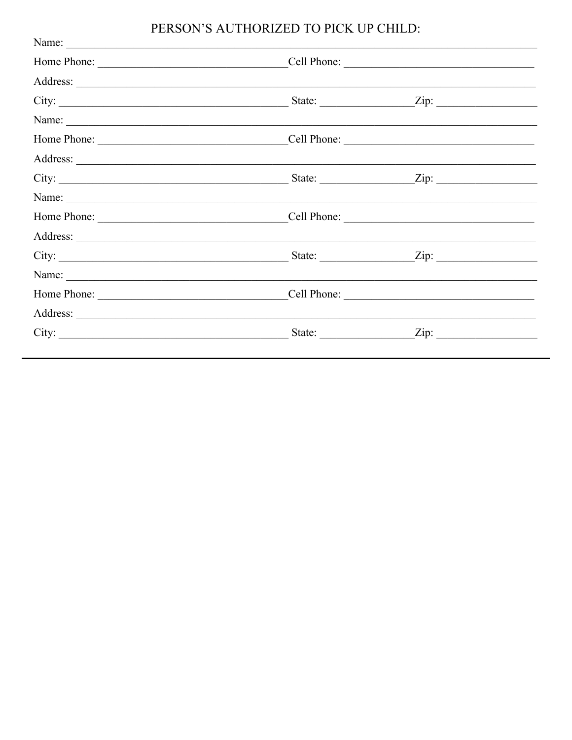## PERSON'S AUTHORIZED TO PICK UP CHILD:

Name: ______________________________________________________________________________

Home Phone: ______________________________ Cell Phone: ______________________________

Address: ____________________________________________________________________________

City: ______________________________________ State: _______________ Zip: ________________

Name: ______________________________________________________________________________

Home Phone: ______________________________ Cell Phone: ______________________________

Address: ____________________________________________________________________________

City: ______________________________________ State: _______________ Zip: ________________

Name: ______________________________________________________________________________

Home Phone: ______________________________ Cell Phone: ______________________________

Address: ____________________________________________________________________________

City: ______________________________________ State: _______________ Zip: ________________

Name: ______________________________________________________________________________

Home Phone: ______________________________ Cell Phone: ______________________________

Address: ____________________________________________________________________________

City: ______________________________________ State: _______________ Zip: ________________

---